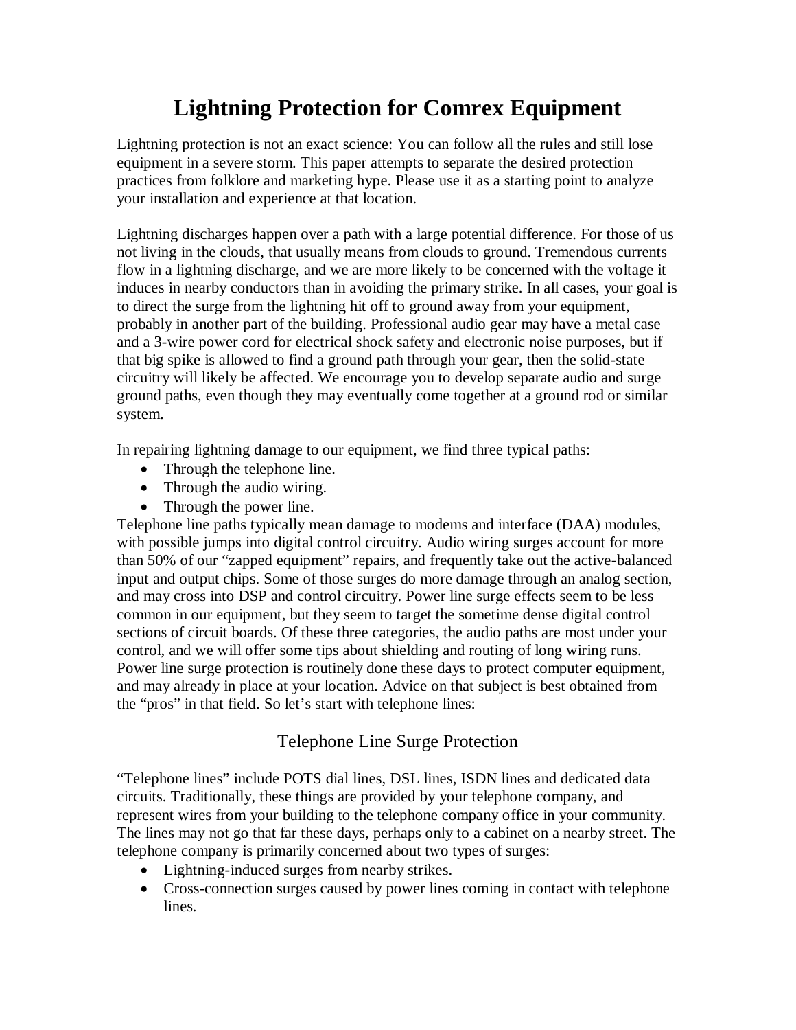# Lightning Protection for Comrex Equipment

Lightning protection is not an exact science: You can follow all the rules and still lose equipment in a severe storm. This paper attempts to separate the desired protection practices from folklore and marketing hype. Please use it as a starting point to analyze your installation and experience at that location.

Lightning discharges happen over a path with a large potential difference. For those of us not living in the clouds, that usually means from clouds to ground. Tremendous currents flow in a lightning discharge, and we are more likely to be concerned with the voltage it induces in nearby conductors than in avoiding the primary strike. In all cases, your goal is to direct the surge from the lightning hit off to ground away from your equipment, probably in another part of the building. Professional audio gear may have a metal case and a 3-wire power cord for electrical shock safety and electronic noise purposes, but if that big spike is allowed to find a ground path through your gear, then the solid-state circuitry will likely be affected. We encourage you to develop separate audio and surge ground paths, even though they may eventually come together at a ground rod or similar system.

In repairing lightning damage to our equipment, we find three typical paths:

- Through the telephone line.
- Through the audio wiring.
- Through the power line.

Telephone line paths typically mean damage to modems and interface (DAA) modules, with possible jumps into digital control circuitry. Audio wiring surges account for more than 50% of our "zapped equipment" repairs, and frequently take out the active-balanced input and output chips. Some of those surges do more damage through an analog section, and may cross into DSP and control circuitry. Power line surge effects seem to be less common in our equipment, but they seem to target the sometime dense digital control sections of circuit boards. Of these three categories, the audio paths are most under your control, and we will offer some tips about shielding and routing of long wiring runs. Power line surge protection is routinely done these days to protect computer equipment, and may already in place at your location. Advice on that subject is best obtained from the "pros" in that field. So let's start with telephone lines:

## Telephone Line Surge Protection

"Telephone lines" include POTS dial lines, DSL lines, ISDN lines and dedicated data circuits. Traditionally, these things are provided by your telephone company, and represent wires from your building to the telephone company office in your community. The lines may not go that far these days, perhaps only to a cabinet on a nearby street. The telephone company is primarily concerned about two types of surges:

- Lightning-induced surges from nearby strikes.
- Cross-connection surges caused by power lines coming in contact with telephone lines.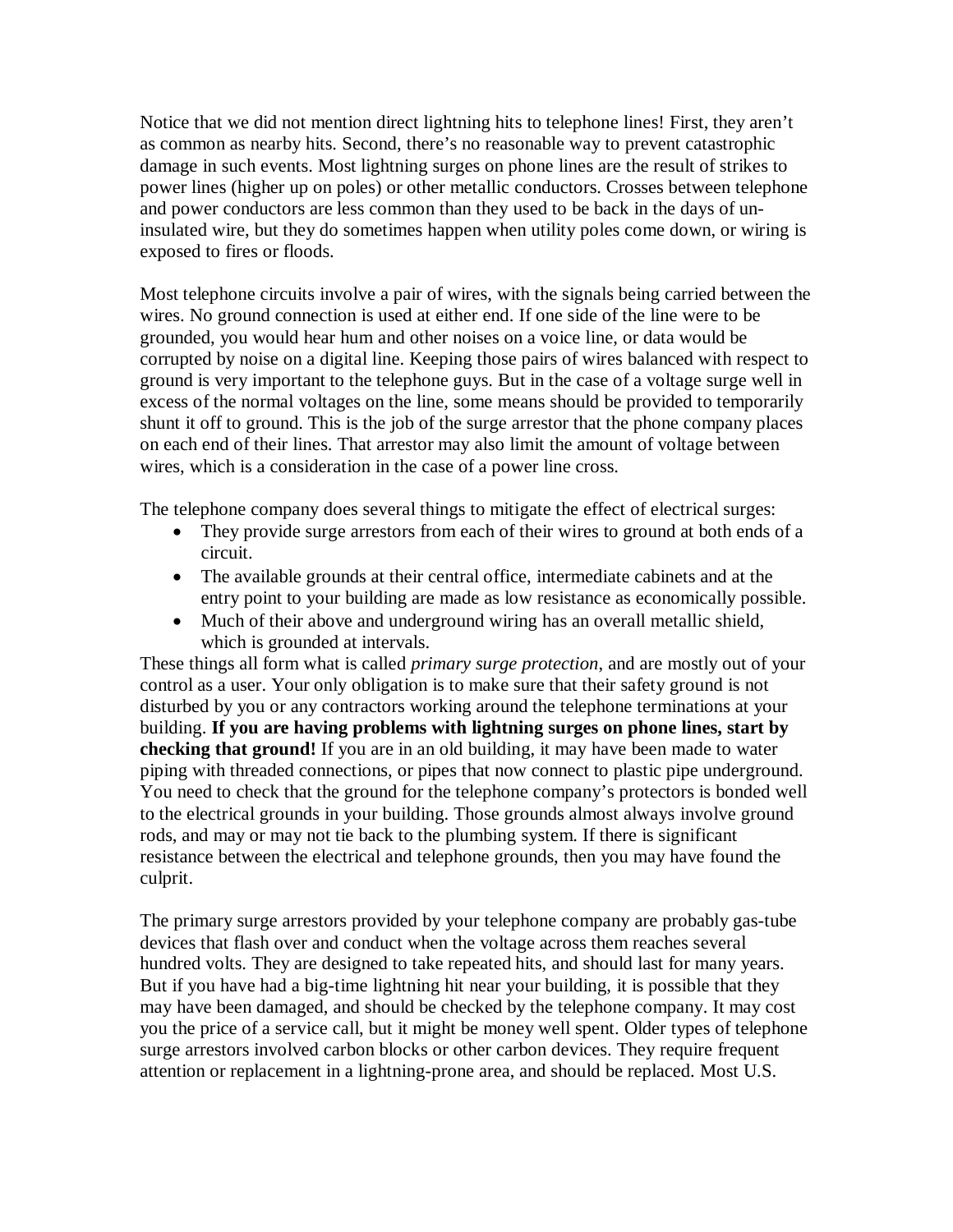Notice that we did not mention direct lightning hits to telephone lines! First, they aren't as common as nearby hits. Second, there's no reasonable way to prevent catastrophic damage in such events. Most lightning surges on phone lines are the result of strikes to power lines (higher up on poles) or other metallic conductors. Crosses between telephone and power conductors are less common than they used to be back in the days of un-insulated wire, but they do sometimes happen when utility poles come down, or wiring is exposed to fires or floods.

Most telephone circuits involve a pair of wires, with the signals being carried between the wires. No ground connection is used at either end. If one side of the line were to be grounded, you would hear hum and other noises on a voice line, or data would be corrupted by noise on a digital line. Keeping those pairs of wires balanced with respect to ground is very important to the telephone guys. But in the case of a voltage surge well in excess of the normal voltages on the line, some means should be provided to temporarily shunt it off to ground. This is the job of the surge arrestor that the phone company places on each end of their lines. That arrestor may also limit the amount of voltage between wires, which is a consideration in the case of a power line cross.

The telephone company does several things to mitigate the effect of electrical surges:

- They provide surge arrestors from each of their wires to ground at both ends of a circuit.
- The available grounds at their central office, intermediate cabinets and at the entry point to your building are made as low resistance as economically possible.
- Much of their above and underground wiring has an overall metallic shield, which is grounded at intervals.

These things all form what is called *primary surge protection*, and are mostly out of your control as a user. Your only obligation is to make sure that their safety ground is not disturbed by you or any contractors working around the telephone terminations at your building. **If you are having problems with lightning surges on phone lines, start by checking that ground!** If you are in an old building, it may have been made to water piping with threaded connections, or pipes that now connect to plastic pipe underground. You need to check that the ground for the telephone company's protectors is bonded well to the electrical grounds in your building. Those grounds almost always involve ground rods, and may or may not tie back to the plumbing system. If there is significant resistance between the electrical and telephone grounds, then you may have found the culprit.

The primary surge arrestors provided by your telephone company are probably gas-tube devices that flash over and conduct when the voltage across them reaches several hundred volts. They are designed to take repeated hits, and should last for many years. But if you have had a big-time lightning hit near your building, it is possible that they may have been damaged, and should be checked by the telephone company. It may cost you the price of a service call, but it might be money well spent. Older types of telephone surge arrestors involved carbon blocks or other carbon devices. They require frequent attention or replacement in a lightning-prone area, and should be replaced. Most U.S.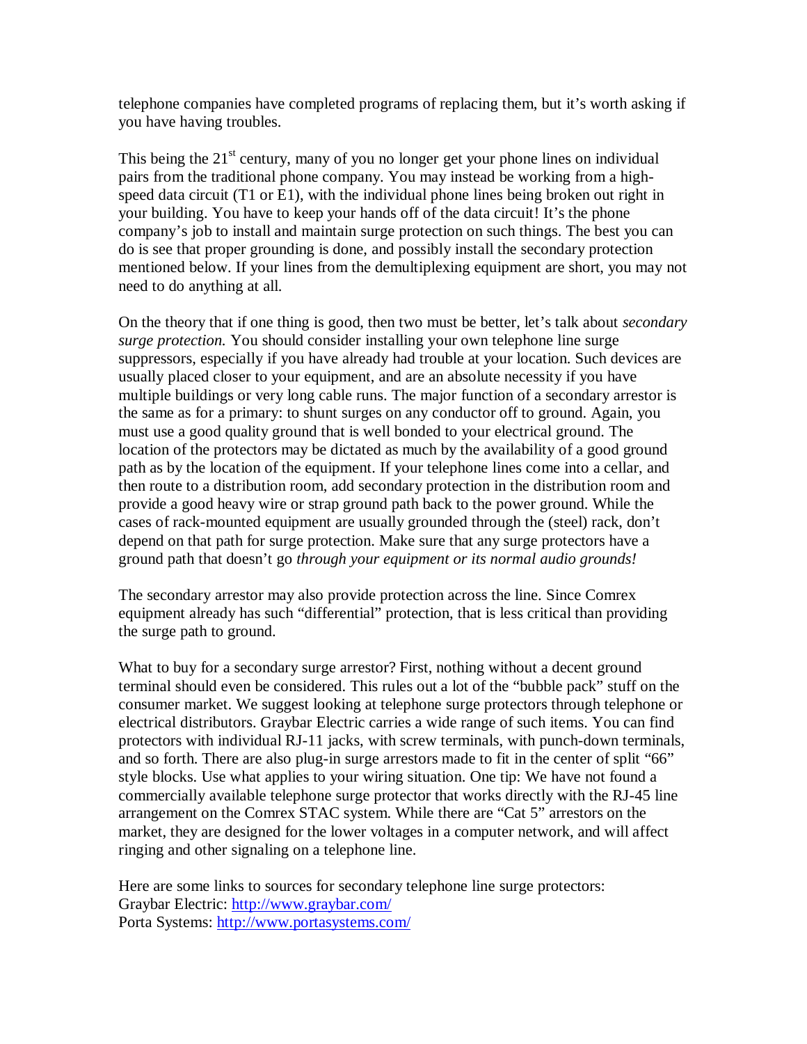telephone companies have completed programs of replacing them, but it's worth asking if you have having troubles.

This being the 21st century, many of you no longer get your phone lines on individual pairs from the traditional phone company. You may instead be working from a high-speed data circuit (T1 or E1), with the individual phone lines being broken out right in your building. You have to keep your hands off of the data circuit! It's the phone company's job to install and maintain surge protection on such things. The best you can do is see that proper grounding is done, and possibly install the secondary protection mentioned below. If your lines from the demultiplexing equipment are short, you may not need to do anything at all.

On the theory that if one thing is good, then two must be better, let's talk about *secondary surge protection.* You should consider installing your own telephone line surge suppressors, especially if you have already had trouble at your location. Such devices are usually placed closer to your equipment, and are an absolute necessity if you have multiple buildings or very long cable runs. The major function of a secondary arrestor is the same as for a primary: to shunt surges on any conductor off to ground. Again, you must use a good quality ground that is well bonded to your electrical ground. The location of the protectors may be dictated as much by the availability of a good ground path as by the location of the equipment. If your telephone lines come into a cellar, and then route to a distribution room, add secondary protection in the distribution room and provide a good heavy wire or strap ground path back to the power ground. While the cases of rack-mounted equipment are usually grounded through the (steel) rack, don't depend on that path for surge protection. Make sure that any surge protectors have a ground path that doesn't go *through your equipment or its normal audio grounds!*

The secondary arrestor may also provide protection across the line. Since Comrex equipment already has such "differential" protection, that is less critical than providing the surge path to ground.

What to buy for a secondary surge arrestor? First, nothing without a decent ground terminal should even be considered. This rules out a lot of the "bubble pack" stuff on the consumer market. We suggest looking at telephone surge protectors through telephone or electrical distributors. Graybar Electric carries a wide range of such items. You can find protectors with individual RJ-11 jacks, with screw terminals, with punch-down terminals, and so forth. There are also plug-in surge arrestors made to fit in the center of split "66" style blocks. Use what applies to your wiring situation. One tip: We have not found a commercially available telephone surge protector that works directly with the RJ-45 line arrangement on the Comrex STAC system. While there are "Cat 5" arrestors on the market, they are designed for the lower voltages in a computer network, and will affect ringing and other signaling on a telephone line.

Here are some links to sources for secondary telephone line surge protectors:
Graybar Electric: [http://www.graybar.com/](http://www.graybar.com/)
Porta Systems: [http://www.portasystems.com/](http://www.portasystems.com/)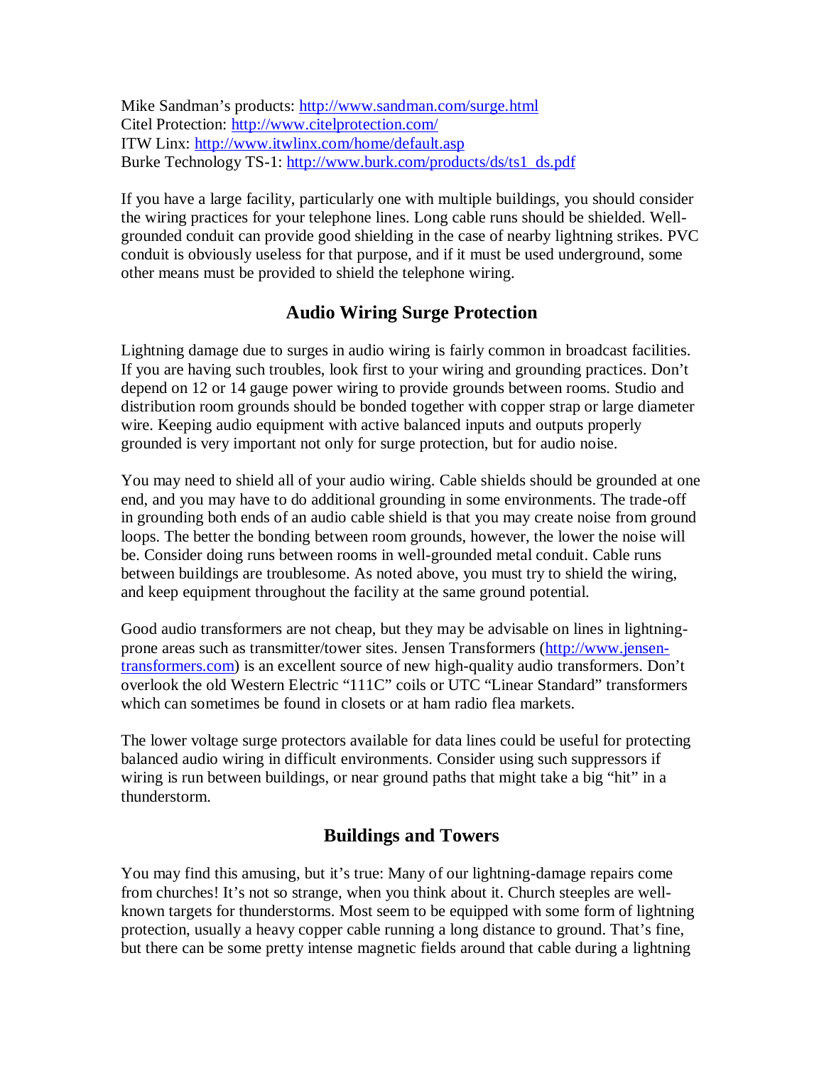Mike Sandman's products: [http://www.sandman.com/surge.html](http://www.sandman.com/surge.html)
Citel Protection: [http://www.citelprotection.com/](http://www.citelprotection.com/)
ITW Linx: [http://www.itwlinx.com/home/default.asp](http://www.itwlinx.com/home/default.asp)
Burke Technology TS-1: [http://www.burk.com/products/ds/ts1_ds.pdf](http://www.burk.com/products/ds/ts1_ds.pdf)

If you have a large facility, particularly one with multiple buildings, you should consider the wiring practices for your telephone lines. Long cable runs should be shielded. Well-grounded conduit can provide good shielding in the case of nearby lightning strikes. PVC conduit is obviously useless for that purpose, and if it must be used underground, some other means must be provided to shield the telephone wiring.

## Audio Wiring Surge Protection

Lightning damage due to surges in audio wiring is fairly common in broadcast facilities. If you are having such troubles, look first to your wiring and grounding practices. Don't depend on 12 or 14 gauge power wiring to provide grounds between rooms. Studio and distribution room grounds should be bonded together with copper strap or large diameter wire. Keeping audio equipment with active balanced inputs and outputs properly grounded is very important not only for surge protection, but for audio noise.

You may need to shield all of your audio wiring. Cable shields should be grounded at one end, and you may have to do additional grounding in some environments. The trade-off in grounding both ends of an audio cable shield is that you may create noise from ground loops. The better the bonding between room grounds, however, the lower the noise will be. Consider doing runs between rooms in well-grounded metal conduit. Cable runs between buildings are troublesome. As noted above, you must try to shield the wiring, and keep equipment throughout the facility at the same ground potential.

Good audio transformers are not cheap, but they may be advisable on lines in lightning-prone areas such as transmitter/tower sites. Jensen Transformers ([http://www.jensen-transformers.com](http://www.jensen-transformers.com)) is an excellent source of new high-quality audio transformers. Don't overlook the old Western Electric "111C" coils or UTC "Linear Standard" transformers which can sometimes be found in closets or at ham radio flea markets.

The lower voltage surge protectors available for data lines could be useful for protecting balanced audio wiring in difficult environments. Consider using such suppressors if wiring is run between buildings, or near ground paths that might take a big "hit" in a thunderstorm.

## Buildings and Towers

You may find this amusing, but it's true: Many of our lightning-damage repairs come from churches! It's not so strange, when you think about it. Church steeples are well-known targets for thunderstorms. Most seem to be equipped with some form of lightning protection, usually a heavy copper cable running a long distance to ground. That's fine, but there can be some pretty intense magnetic fields around that cable during a lightning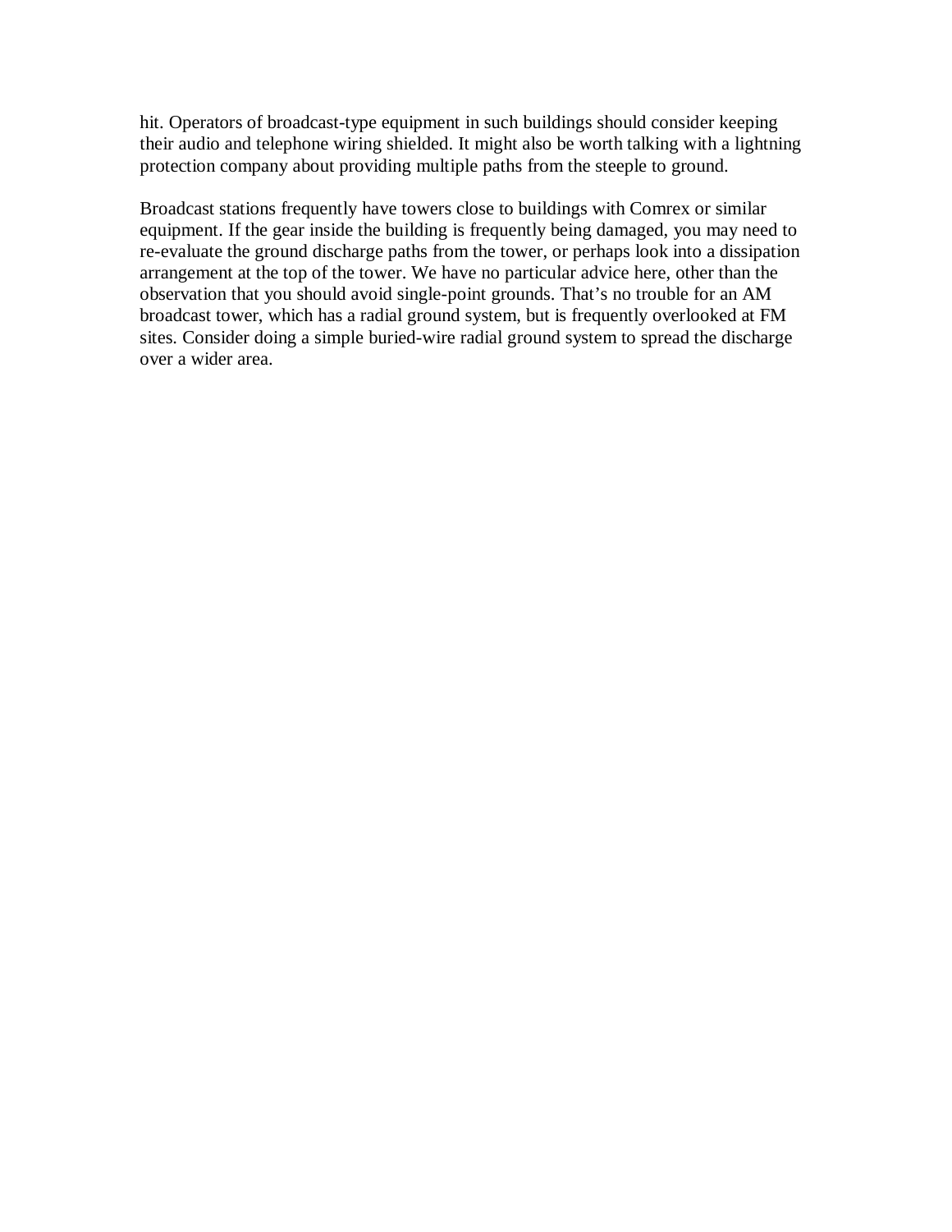hit. Operators of broadcast-type equipment in such buildings should consider keeping their audio and telephone wiring shielded. It might also be worth talking with a lightning protection company about providing multiple paths from the steeple to ground.

Broadcast stations frequently have towers close to buildings with Comrex or similar equipment. If the gear inside the building is frequently being damaged, you may need to re-evaluate the ground discharge paths from the tower, or perhaps look into a dissipation arrangement at the top of the tower. We have no particular advice here, other than the observation that you should avoid single-point grounds. That's no trouble for an AM broadcast tower, which has a radial ground system, but is frequently overlooked at FM sites. Consider doing a simple buried-wire radial ground system to spread the discharge over a wider area.